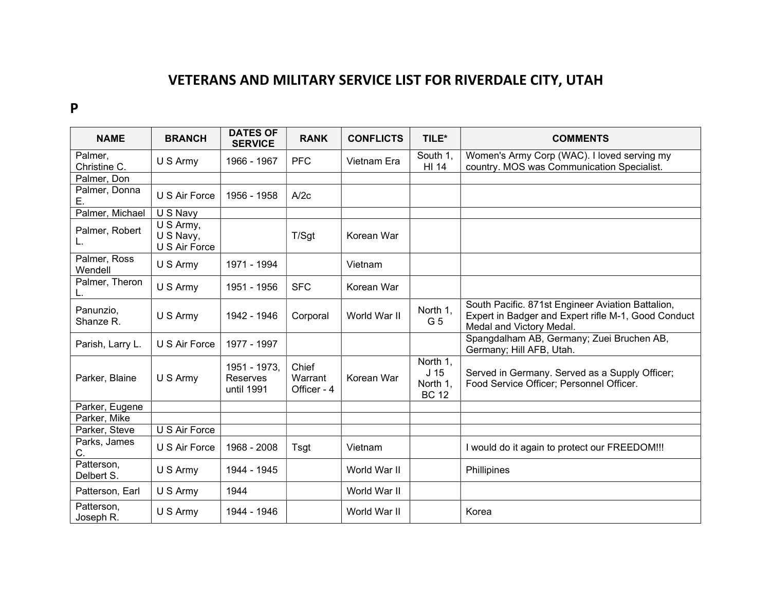# VETERANS AND MILITARY SERVICE LIST FOR RIVERDALE CITY, UTAH

## P

| NAME | BRANCH | DATES OF SERVICE | RANK | CONFLICTS | TILE* | COMMENTS |
|---|---|---|---|---|---|---|
| Palmer, Christine C. | U S Army | 1966 - 1967 | PFC | Vietnam Era | South 1, HI 14 | Women's Army Corp (WAC). I loved serving my country. MOS was Communication Specialist. |
| Palmer, Don | | | | | | |
| Palmer, Donna E. | U S Air Force | 1956 - 1958 | A/2c | | | |
| Palmer, Michael | U S Navy | | | | | |
| Palmer, Robert L. | U S Army, U S Navy, U S Air Force | | T/Sgt | Korean War | | |
| Palmer, Ross Wendell | U S Army | 1971 - 1994 | | Vietnam | | |
| Palmer, Theron L. | U S Army | 1951 - 1956 | SFC | Korean War | | |
| Panunzio, Shanze R. | U S Army | 1942 - 1946 | Corporal | World War II | North 1, G 5 | South Pacific. 871st Engineer Aviation Battalion, Expert in Badger and Expert rifle M-1, Good Conduct Medal and Victory Medal. |
| Parish, Larry L. | U S Air Force | 1977 - 1997 | | | | Spangdalham AB, Germany; Zuei Bruchen AB, Germany; Hill AFB, Utah. |
| Parker, Blaine | U S Army | 1951 - 1973, Reserves until 1991 | Chief Warrant Officer - 4 | Korean War | North 1, J 15 North 1, BC 12 | Served in Germany. Served as a Supply Officer; Food Service Officer; Personnel Officer. |
| Parker, Eugene | | | | | | |
| Parker, Mike | | | | | | |
| Parker, Steve | U S Air Force | | | | | |
| Parks, James C. | U S Air Force | 1968 - 2008 | Tsgt | Vietnam | | I would do it again to protect our FREEDOM!!! |
| Patterson, Delbert S. | U S Army | 1944 - 1945 | | World War II | | Phillipines |
| Patterson, Earl | U S Army | 1944 | | World War II | | |
| Patterson, Joseph R. | U S Army | 1944 - 1946 | | World War II | | Korea |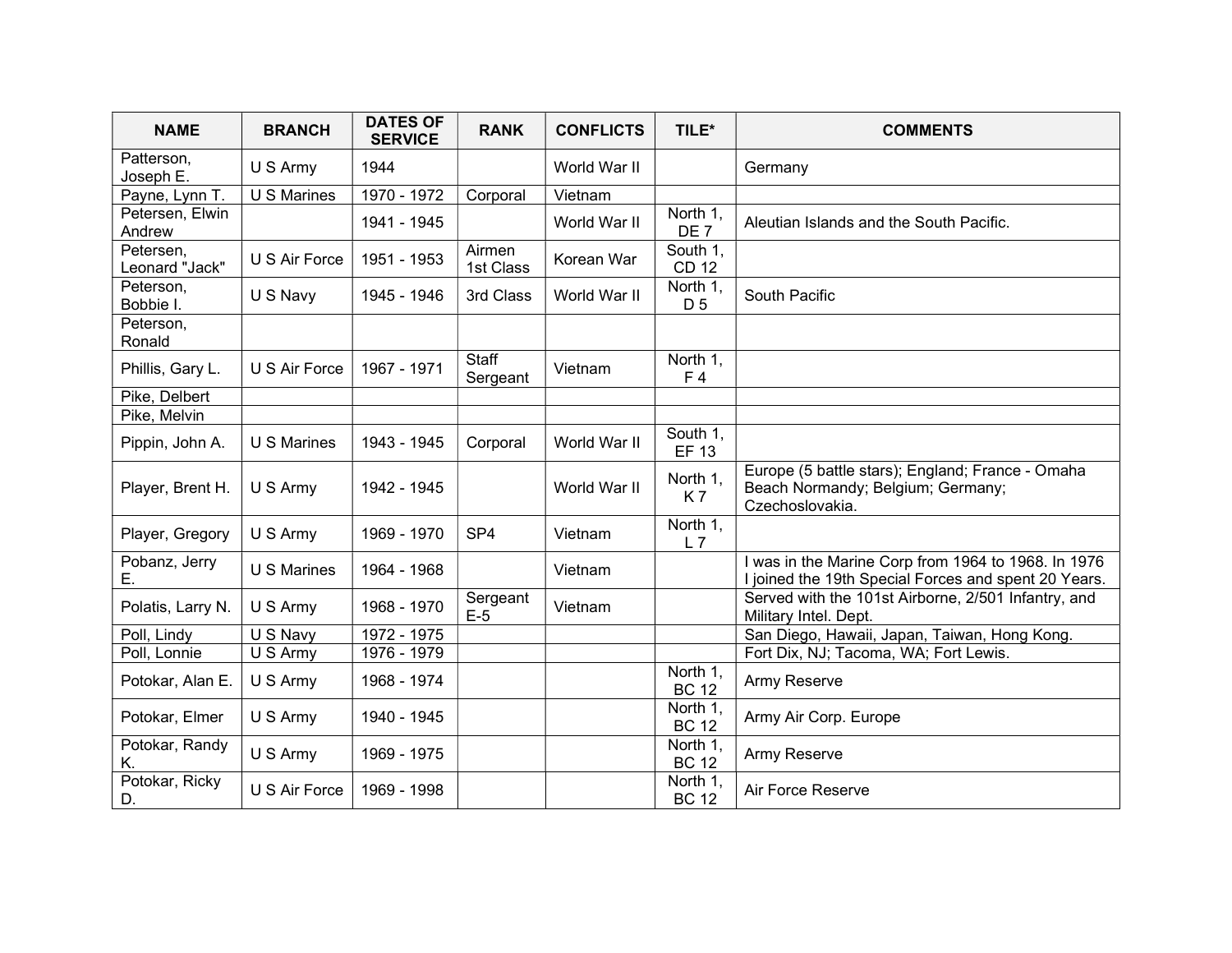| NAME | BRANCH | DATES OF SERVICE | RANK | CONFLICTS | TILE* | COMMENTS |
|---|---|---|---|---|---|---|
| Patterson, Joseph E. | U S Army | 1944 | | World War II | | Germany |
| Payne, Lynn T. | U S Marines | 1970 - 1972 | Corporal | Vietnam | | |
| Petersen, Elwin Andrew | | 1941 - 1945 | | World War II | North 1, DE 7 | Aleutian Islands and the South Pacific. |
| Petersen, Leonard "Jack" | U S Air Force | 1951 - 1953 | Airmen 1st Class | Korean War | South 1, CD 12 | |
| Peterson, Bobbie I. | U S Navy | 1945 - 1946 | 3rd Class | World War II | North 1, D 5 | South Pacific |
| Peterson, Ronald | | | | | | |
| Phillis, Gary L. | U S Air Force | 1967 - 1971 | Staff Sergeant | Vietnam | North 1, F 4 | |
| Pike, Delbert | | | | | | |
| Pike, Melvin | | | | | | |
| Pippin, John A. | U S Marines | 1943 - 1945 | Corporal | World War II | South 1, EF 13 | |
| Player, Brent H. | U S Army | 1942 - 1945 | | World War II | North 1, K 7 | Europe (5 battle stars); England; France - Omaha Beach Normandy; Belgium; Germany; Czechoslovakia. |
| Player, Gregory | U S Army | 1969 - 1970 | SP4 | Vietnam | North 1, L 7 | |
| Pobanz, Jerry E. | U S Marines | 1964 - 1968 | | Vietnam | | I was in the Marine Corp from 1964 to 1968. In 1976 I joined the 19th Special Forces and spent 20 Years. |
| Polatis, Larry N. | U S Army | 1968 - 1970 | Sergeant E-5 | Vietnam | | Served with the 101st Airborne, 2/501 Infantry, and Military Intel. Dept. |
| Poll, Lindy | U S Navy | 1972 - 1975 | | | | San Diego, Hawaii, Japan, Taiwan, Hong Kong. |
| Poll, Lonnie | U S Army | 1976 - 1979 | | | | Fort Dix, NJ; Tacoma, WA; Fort Lewis. |
| Potokar, Alan E. | U S Army | 1968 - 1974 | | | North 1, BC 12 | Army Reserve |
| Potokar, Elmer | U S Army | 1940 - 1945 | | | North 1, BC 12 | Army Air Corp. Europe |
| Potokar, Randy K. | U S Army | 1969 - 1975 | | | North 1, BC 12 | Army Reserve |
| Potokar, Ricky D. | U S Air Force | 1969 - 1998 | | | North 1, BC 12 | Air Force Reserve |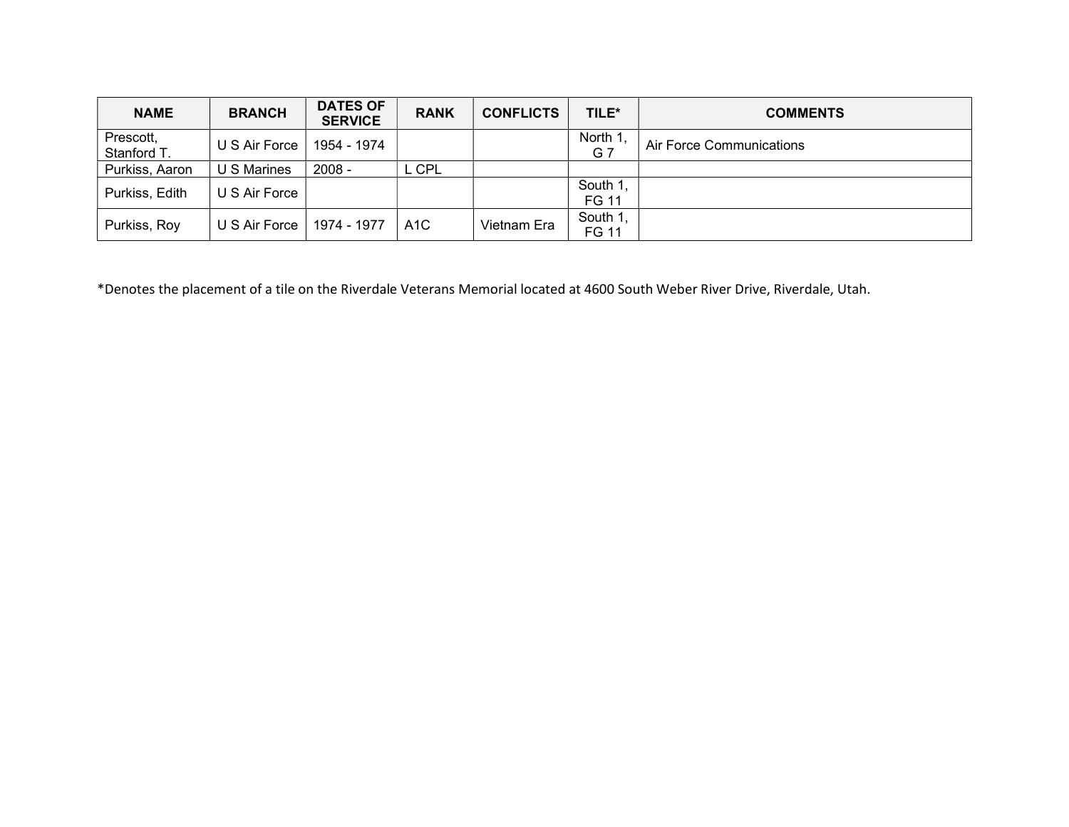| NAME | BRANCH | DATES OF SERVICE | RANK | CONFLICTS | TILE* | COMMENTS |
|---|---|---|---|---|---|---|
| Prescott, Stanford T. | U S Air Force | 1954 - 1974 | | | North 1, G 7 | Air Force Communications |
| Purkiss, Aaron | U S Marines | 2008 - | L CPL | | | |
| Purkiss, Edith | U S Air Force | | | | South 1, FG 11 | |
| Purkiss, Roy | U S Air Force | 1974 - 1977 | A1C | Vietnam Era | South 1, FG 11 | |

*Denotes the placement of a tile on the Riverdale Veterans Memorial located at 4600 South Weber River Drive, Riverdale, Utah.